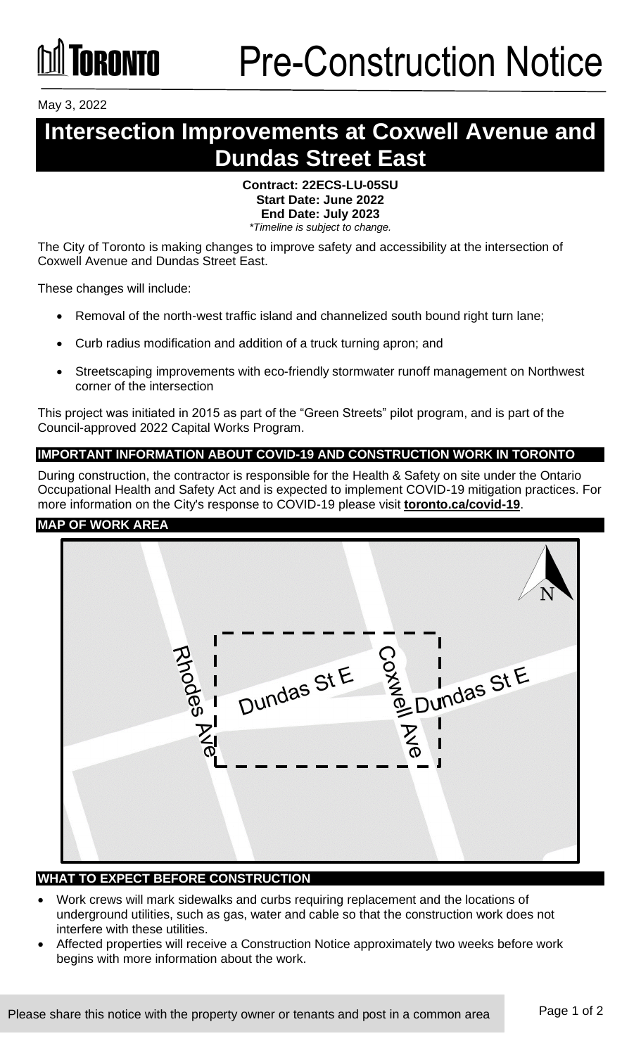TORONTO

# Pre-Construction Notice

May 3, 2022

# Intersection Improvements at Coxwell Avenue and Dundas Street East

**Contract: 22ECS-LU-05SU**
**Start Date: June 2022**
**End Date: July 2023**
*\*Timeline is subject to change.*

The City of Toronto is making changes to improve safety and accessibility at the intersection of Coxwell Avenue and Dundas Street East.

These changes will include:

- Removal of the north-west traffic island and channelized south bound right turn lane;
- Curb radius modification and addition of a truck turning apron; and
- Streetscaping improvements with eco-friendly stormwater runoff management on Northwest corner of the intersection

This project was initiated in 2015 as part of the "Green Streets" pilot program, and is part of the Council-approved 2022 Capital Works Program.

## IMPORTANT INFORMATION ABOUT COVID-19 AND CONSTRUCTION WORK IN TORONTO

During construction, the contractor is responsible for the Health & Safety on site under the Ontario Occupational Health and Safety Act and is expected to implement COVID-19 mitigation practices. For more information on the City's response to COVID-19 please visit **toronto.ca/covid-19**.

## MAP OF WORK AREA

Rhodes Ave
Dundas St E
Coxwell Ave
Dundas St E
N

## WHAT TO EXPECT BEFORE CONSTRUCTION

- Work crews will mark sidewalks and curbs requiring replacement and the locations of underground utilities, such as gas, water and cable so that the construction work does not interfere with these utilities.
- Affected properties will receive a Construction Notice approximately two weeks before work begins with more information about the work.

Please share this notice with the property owner or tenants and post in a common area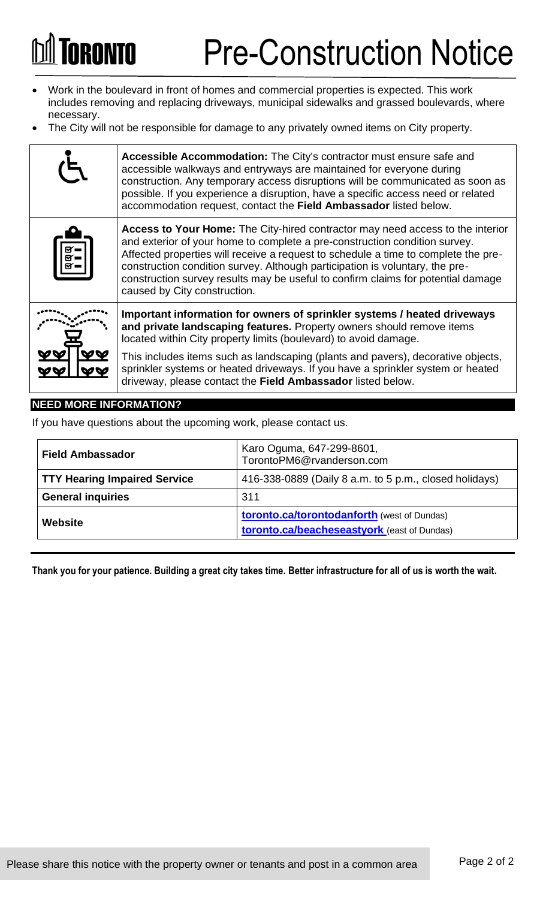# Pre-Construction Notice

- Work in the boulevard in front of homes and commercial properties is expected. This work includes removing and replacing driveways, municipal sidewalks and grassed boulevards, where necessary.
- The City will not be responsible for damage to any privately owned items on City property.

**Accessible Accommodation:** The City's contractor must ensure safe and accessible walkways and entryways are maintained for everyone during construction. Any temporary access disruptions will be communicated as soon as possible. If you experience a disruption, have a specific access need or related accommodation request, contact the **Field Ambassador** listed below.

**Access to Your Home:** The City-hired contractor may need access to the interior and exterior of your home to complete a pre-construction condition survey. Affected properties will receive a request to schedule a time to complete the pre-construction condition survey. Although participation is voluntary, the pre-construction survey results may be useful to confirm claims for potential damage caused by City construction.

**Important information for owners of sprinkler systems / heated driveways and private landscaping features.** Property owners should remove items located within City property limits (boulevard) to avoid damage.

This includes items such as landscaping (plants and pavers), decorative objects, sprinkler systems or heated driveways. If you have a sprinkler system or heated driveway, please contact the **Field Ambassador** listed below.

## NEED MORE INFORMATION?

If you have questions about the upcoming work, please contact us.

| | |
|---|---|
| **Field Ambassador** | Karo Oguma, 647-299-8601, TorontoPM6@rvanderson.com |
| **TTY Hearing Impaired Service** | 416-338-0889 (Daily 8 a.m. to 5 p.m., closed holidays) |
| **General inquiries** | 311 |
| **Website** | toronto.ca/torontodanforth (west of Dundas)<br>toronto.ca/beacheseastyork (east of Dundas) |

**Thank you for your patience. Building a great city takes time. Better infrastructure for all of us is worth the wait.**

Please share this notice with the property owner or tenants and post in a common area